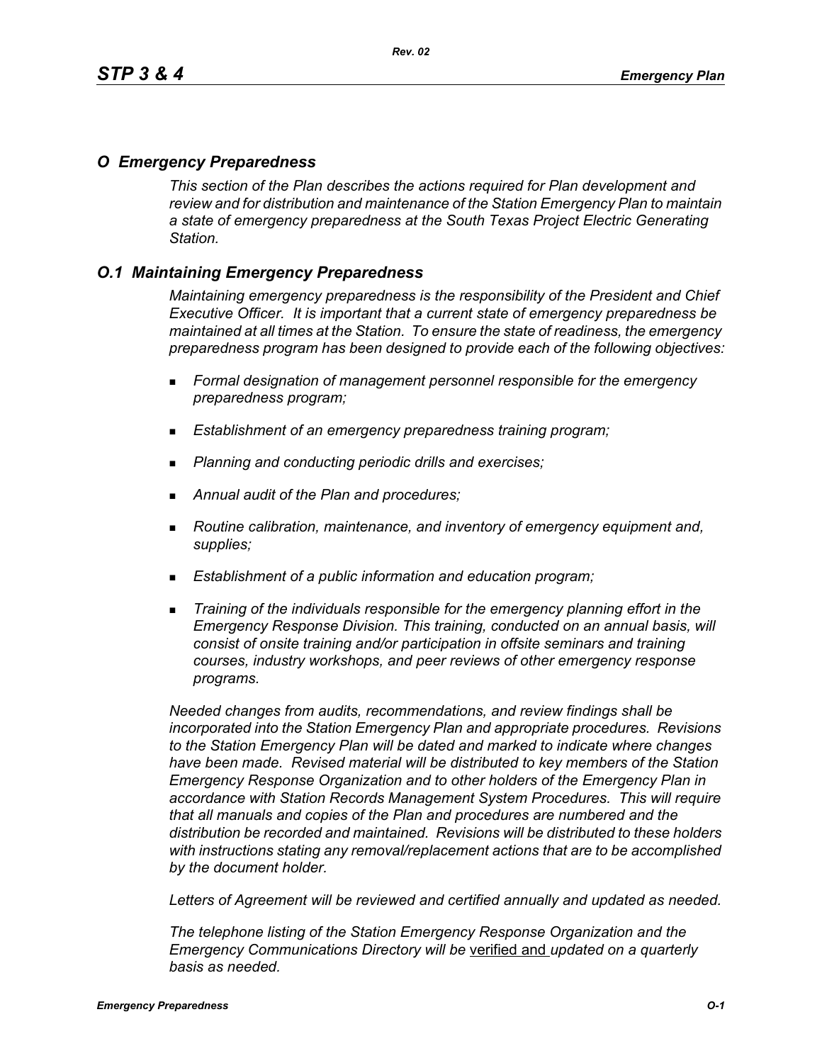## *O Emergency Preparedness*

*This section of the Plan describes the actions required for Plan development and review and for distribution and maintenance of the Station Emergency Plan to maintain a state of emergency preparedness at the South Texas Project Electric Generating Station.*

## *O.1 Maintaining Emergency Preparedness*

*Maintaining emergency preparedness is the responsibility of the President and Chief Executive Officer. It is important that a current state of emergency preparedness be maintained at all times at the Station. To ensure the state of readiness, the emergency preparedness program has been designed to provide each of the following objectives:*

- *Formal designation of management personnel responsible for the emergency preparedness program;*
- *Establishment of an emergency preparedness training program;*
- *Planning and conducting periodic drills and exercises;*
- *Annual audit of the Plan and procedures;*
- *Routine calibration, maintenance, and inventory of emergency equipment and, supplies;*
- *Establishment of a public information and education program;*
- *Training of the individuals responsible for the emergency planning effort in the Emergency Response Division. This training, conducted on an annual basis, will consist of onsite training and/or participation in offsite seminars and training courses, industry workshops, and peer reviews of other emergency response programs.*

*Needed changes from audits, recommendations, and review findings shall be incorporated into the Station Emergency Plan and appropriate procedures. Revisions to the Station Emergency Plan will be dated and marked to indicate where changes have been made. Revised material will be distributed to key members of the Station Emergency Response Organization and to other holders of the Emergency Plan in accordance with Station Records Management System Procedures. This will require that all manuals and copies of the Plan and procedures are numbered and the distribution be recorded and maintained. Revisions will be distributed to these holders with instructions stating any removal/replacement actions that are to be accomplished by the document holder.*

*Letters of Agreement will be reviewed and certified annually and updated as needed.*

*The telephone listing of the Station Emergency Response Organization and the Emergency Communications Directory will be* verified and *updated on a quarterly basis as needed.*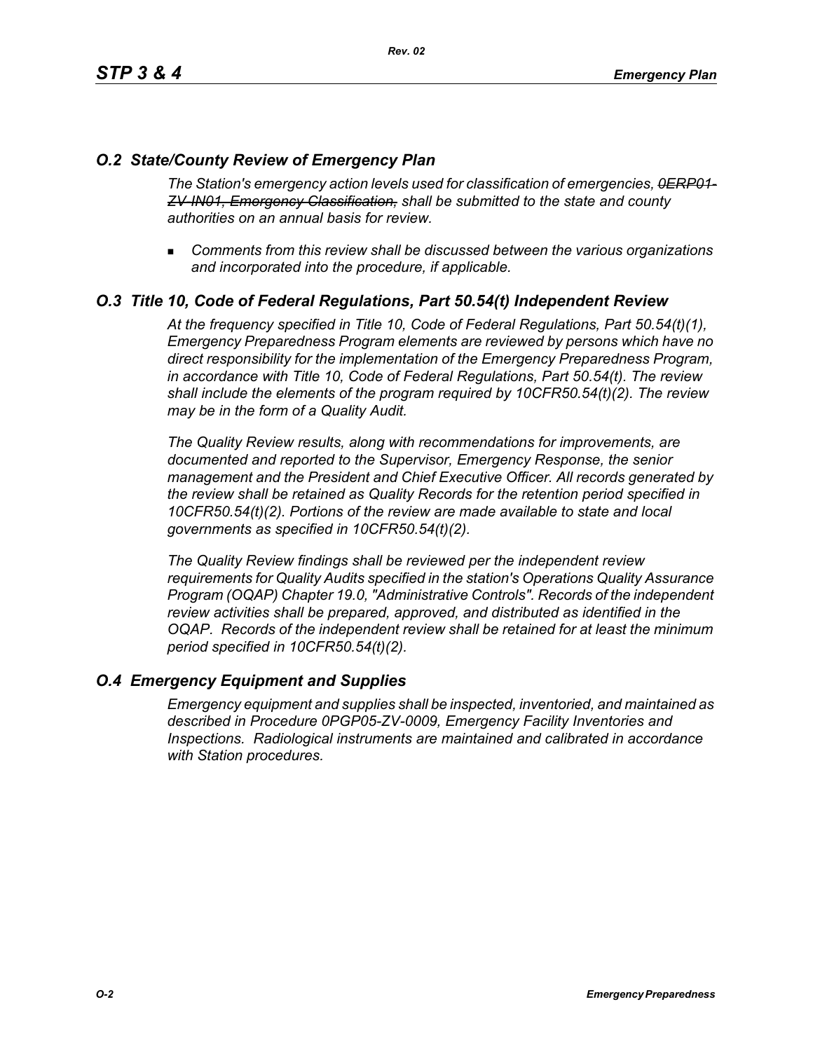## *O.2 State/County Review of Emergency Plan*

*The Station's emergency action levels used for classification of emergencies, ~~0ERP01-ZV-IN01, Emergency Classification,~~ shall be submitted to the state and county authorities on an annual basis for review.*

- *Comments from this review shall be discussed between the various organizations and incorporated into the procedure, if applicable.*

## *O.3 Title 10, Code of Federal Regulations, Part 50.54(t) Independent Review*

*At the frequency specified in Title 10, Code of Federal Regulations, Part 50.54(t)(1), Emergency Preparedness Program elements are reviewed by persons which have no direct responsibility for the implementation of the Emergency Preparedness Program, in accordance with Title 10, Code of Federal Regulations, Part 50.54(t). The review shall include the elements of the program required by 10CFR50.54(t)(2). The review may be in the form of a Quality Audit.*

*The Quality Review results, along with recommendations for improvements, are documented and reported to the Supervisor, Emergency Response, the senior management and the President and Chief Executive Officer. All records generated by the review shall be retained as Quality Records for the retention period specified in 10CFR50.54(t)(2). Portions of the review are made available to state and local governments as specified in 10CFR50.54(t)(2).*

*The Quality Review findings shall be reviewed per the independent review requirements for Quality Audits specified in the station's Operations Quality Assurance Program (OQAP) Chapter 19.0, "Administrative Controls". Records of the independent review activities shall be prepared, approved, and distributed as identified in the OQAP. Records of the independent review shall be retained for at least the minimum period specified in 10CFR50.54(t)(2).*

## *O.4 Emergency Equipment and Supplies*

*Emergency equipment and supplies shall be inspected, inventoried, and maintained as described in Procedure 0PGP05-ZV-0009, Emergency Facility Inventories and Inspections. Radiological instruments are maintained and calibrated in accordance with Station procedures.*